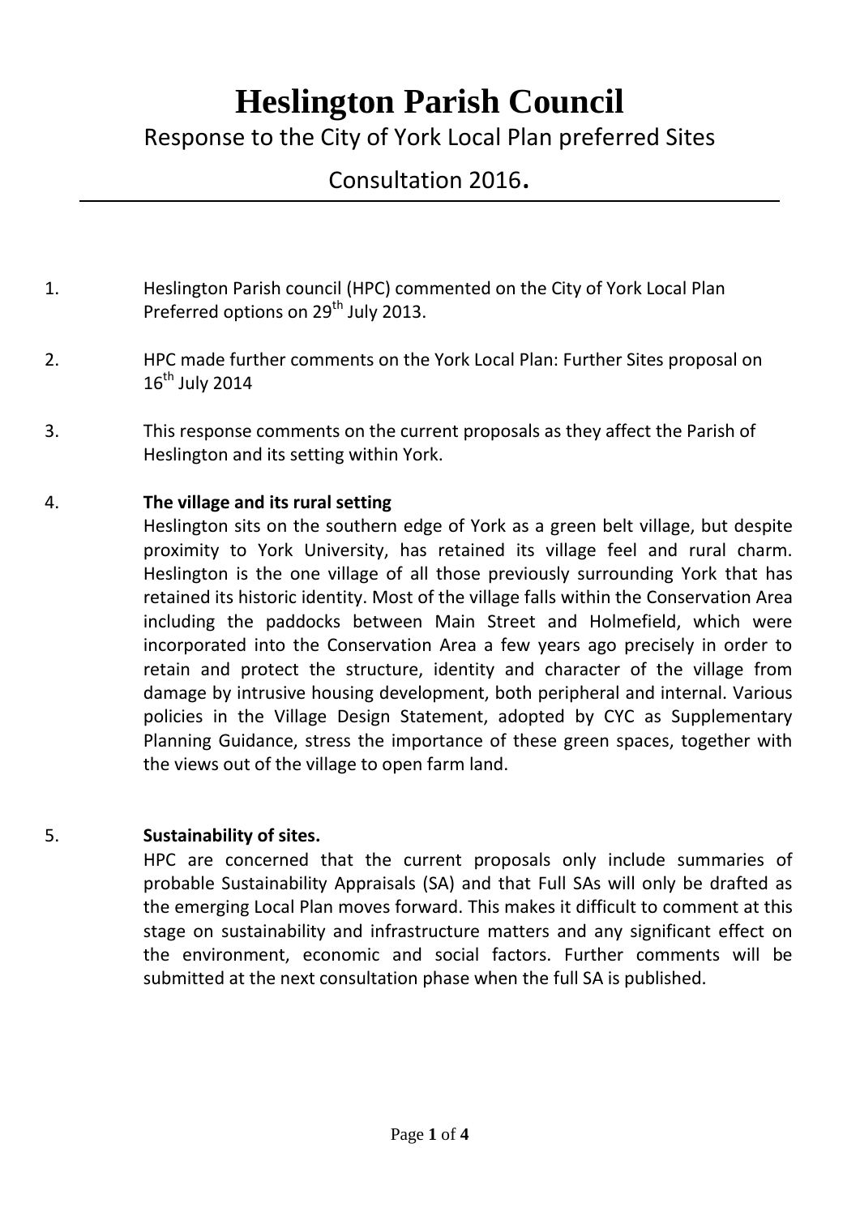# Heslington Parish Council

## Response to the City of York Local Plan preferred Sites Consultation 2016.

1. Heslington Parish council (HPC) commented on the City of York Local Plan Preferred options on 29th July 2013.

2. HPC made further comments on the York Local Plan: Further Sites proposal on 16th July 2014

3. This response comments on the current proposals as they affect the Parish of Heslington and its setting within York.

4. **The village and its rural setting**

   Heslington sits on the southern edge of York as a green belt village, but despite proximity to York University, has retained its village feel and rural charm. Heslington is the one village of all those previously surrounding York that has retained its historic identity. Most of the village falls within the Conservation Area including the paddocks between Main Street and Holmefield, which were incorporated into the Conservation Area a few years ago precisely in order to retain and protect the structure, identity and character of the village from damage by intrusive housing development, both peripheral and internal. Various policies in the Village Design Statement, adopted by CYC as Supplementary Planning Guidance, stress the importance of these green spaces, together with the views out of the village to open farm land.

5. **Sustainability of sites.**

   HPC are concerned that the current proposals only include summaries of probable Sustainability Appraisals (SA) and that Full SAs will only be drafted as the emerging Local Plan moves forward. This makes it difficult to comment at this stage on sustainability and infrastructure matters and any significant effect on the environment, economic and social factors. Further comments will be submitted at the next consultation phase when the full SA is published.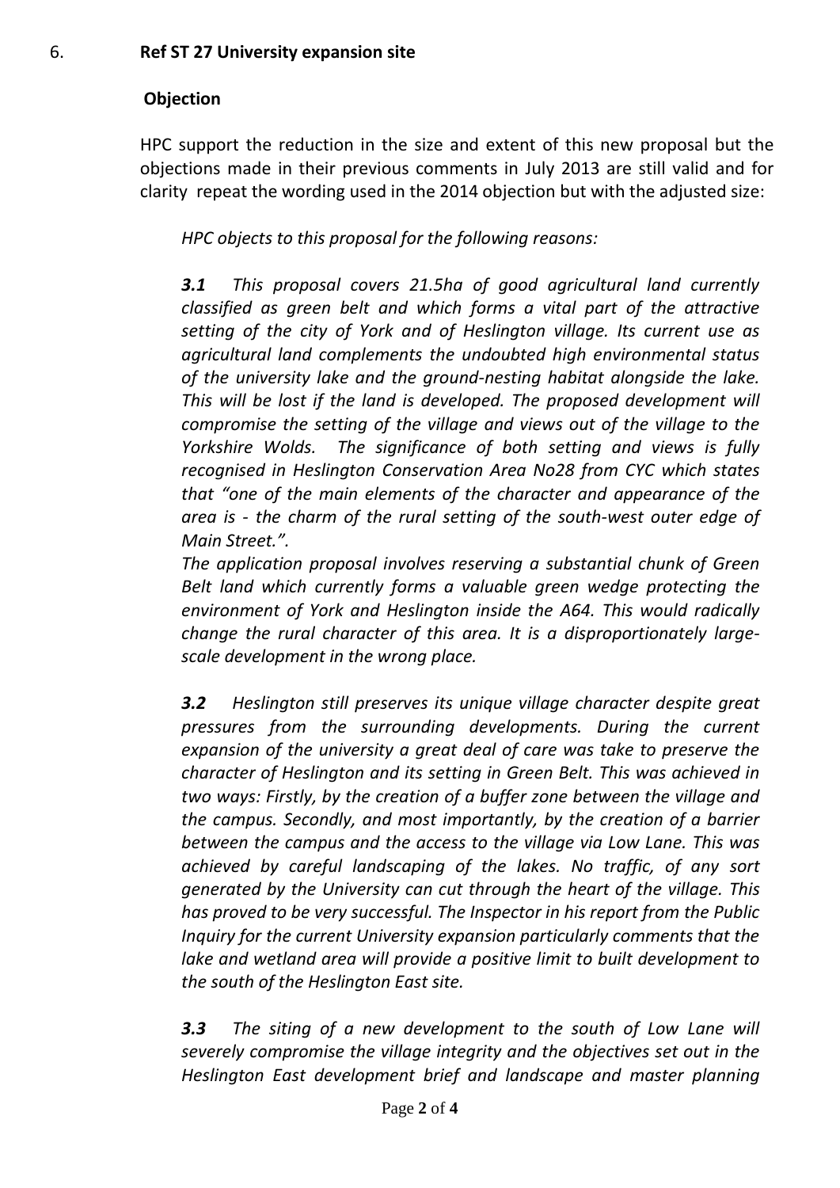6. **Ref ST 27 University expansion site**

**Objection**

HPC support the reduction in the size and extent of this new proposal but the objections made in their previous comments in July 2013 are still valid and for clarity repeat the wording used in the 2014 objection but with the adjusted size:

*HPC objects to this proposal for the following reasons:*

***3.1*** *This proposal covers 21.5ha of good agricultural land currently classified as green belt and which forms a vital part of the attractive setting of the city of York and of Heslington village. Its current use as agricultural land complements the undoubted high environmental status of the university lake and the ground-nesting habitat alongside the lake. This will be lost if the land is developed. The proposed development will compromise the setting of the village and views out of the village to the Yorkshire Wolds. The significance of both setting and views is fully recognised in Heslington Conservation Area No28 from CYC which states that "one of the main elements of the character and appearance of the area is - the charm of the rural setting of the south-west outer edge of Main Street.".*

*The application proposal involves reserving a substantial chunk of Green Belt land which currently forms a valuable green wedge protecting the environment of York and Heslington inside the A64. This would radically change the rural character of this area. It is a disproportionately large-scale development in the wrong place.*

***3.2*** *Heslington still preserves its unique village character despite great pressures from the surrounding developments. During the current expansion of the university a great deal of care was take to preserve the character of Heslington and its setting in Green Belt. This was achieved in two ways: Firstly, by the creation of a buffer zone between the village and the campus. Secondly, and most importantly, by the creation of a barrier between the campus and the access to the village via Low Lane. This was achieved by careful landscaping of the lakes. No traffic, of any sort generated by the University can cut through the heart of the village. This has proved to be very successful. The Inspector in his report from the Public Inquiry for the current University expansion particularly comments that the lake and wetland area will provide a positive limit to built development to the south of the Heslington East site.*

***3.3*** *The siting of a new development to the south of Low Lane will severely compromise the village integrity and the objectives set out in the Heslington East development brief and landscape and master planning*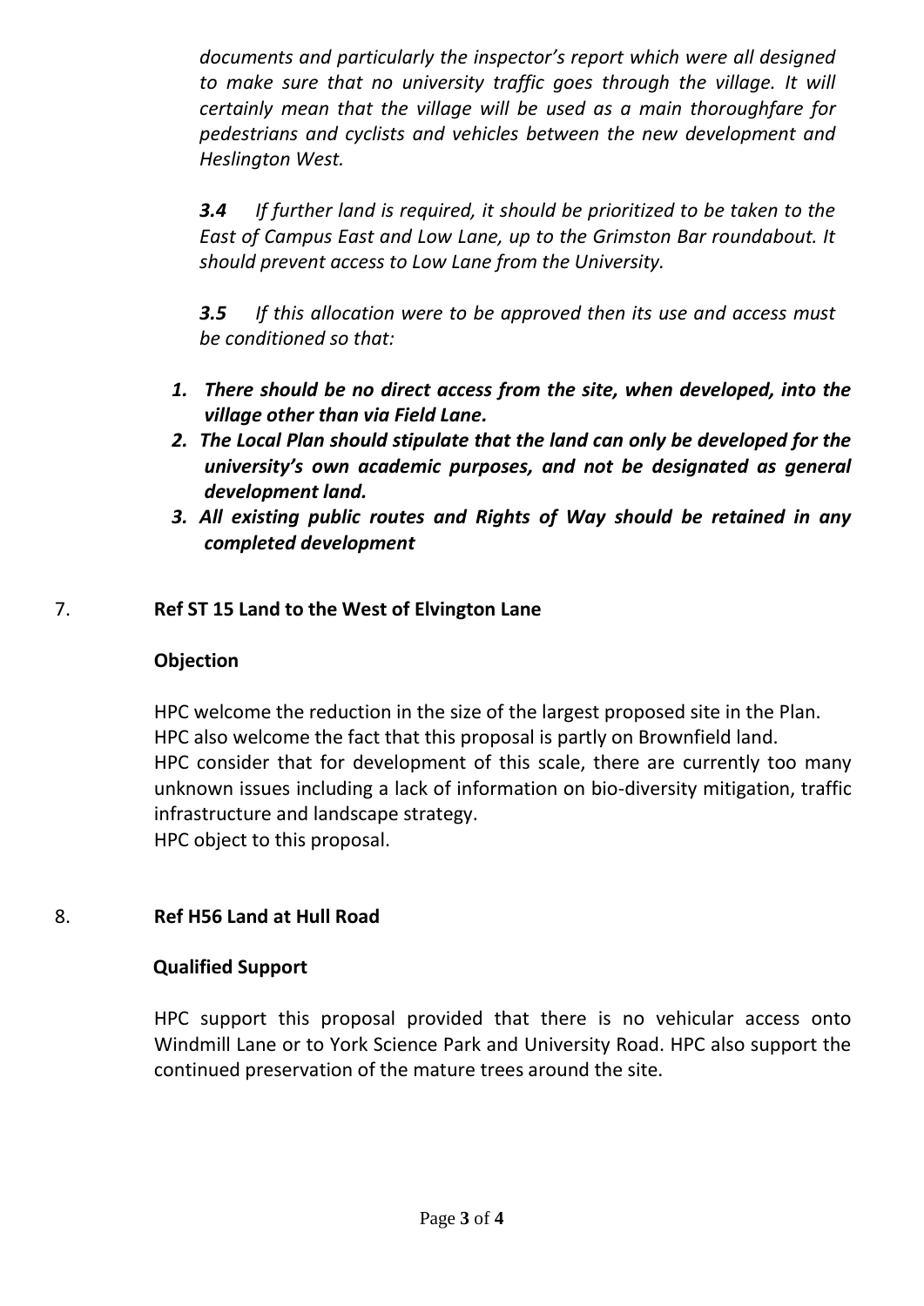*documents and particularly the inspector's report which were all designed to make sure that no university traffic goes through the village. It will certainly mean that the village will be used as a main thoroughfare for pedestrians and cyclists and vehicles between the new development and Heslington West.*

***3.4*** *If further land is required, it should be prioritized to be taken to the East of Campus East and Low Lane, up to the Grimston Bar roundabout. It should prevent access to Low Lane from the University.*

***3.5*** *If this allocation were to be approved then its use and access must be conditioned so that:*

1. ***There should be no direct access from the site, when developed, into the village other than via Field Lane.***
2. ***The Local Plan should stipulate that the land can only be developed for the university's own academic purposes, and not be designated as general development land.***
3. ***All existing public routes and Rights of Way should be retained in any completed development***

7. **Ref ST 15 Land to the West of Elvington Lane**

**Objection**

HPC welcome the reduction in the size of the largest proposed site in the Plan.
HPC also welcome the fact that this proposal is partly on Brownfield land.
HPC consider that for development of this scale, there are currently too many unknown issues including a lack of information on bio-diversity mitigation, traffic infrastructure and landscape strategy.
HPC object to this proposal.

8. **Ref H56 Land at Hull Road**

**Qualified Support**

HPC support this proposal provided that there is no vehicular access onto Windmill Lane or to York Science Park and University Road. HPC also support the continued preservation of the mature trees around the site.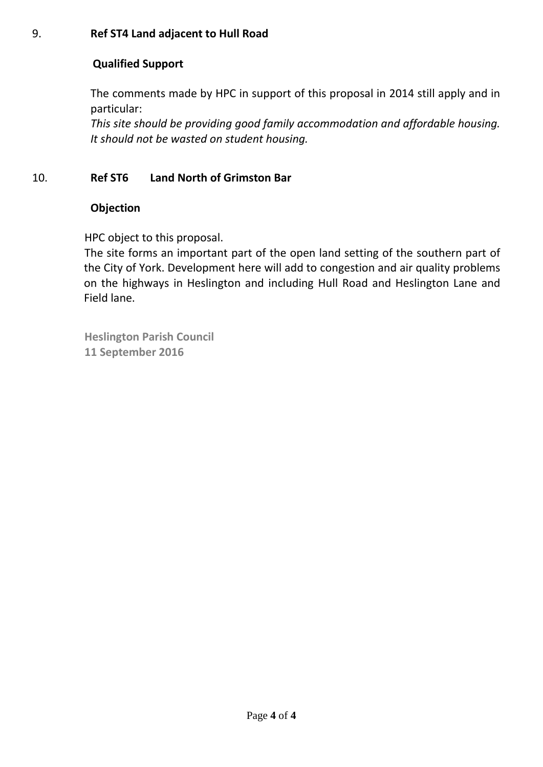9. **Ref ST4 Land adjacent to Hull Road**

**Qualified Support**

The comments made by HPC in support of this proposal in 2014 still apply and in particular:
*This site should be providing good family accommodation and affordable housing. It should not be wasted on student housing.*

10. **Ref ST6 Land North of Grimston Bar**

**Objection**

HPC object to this proposal.
The site forms an important part of the open land setting of the southern part of the City of York. Development here will add to congestion and air quality problems on the highways in Heslington and including Hull Road and Heslington Lane and Field lane.

**Heslington Parish Council**
**11 September 2016**